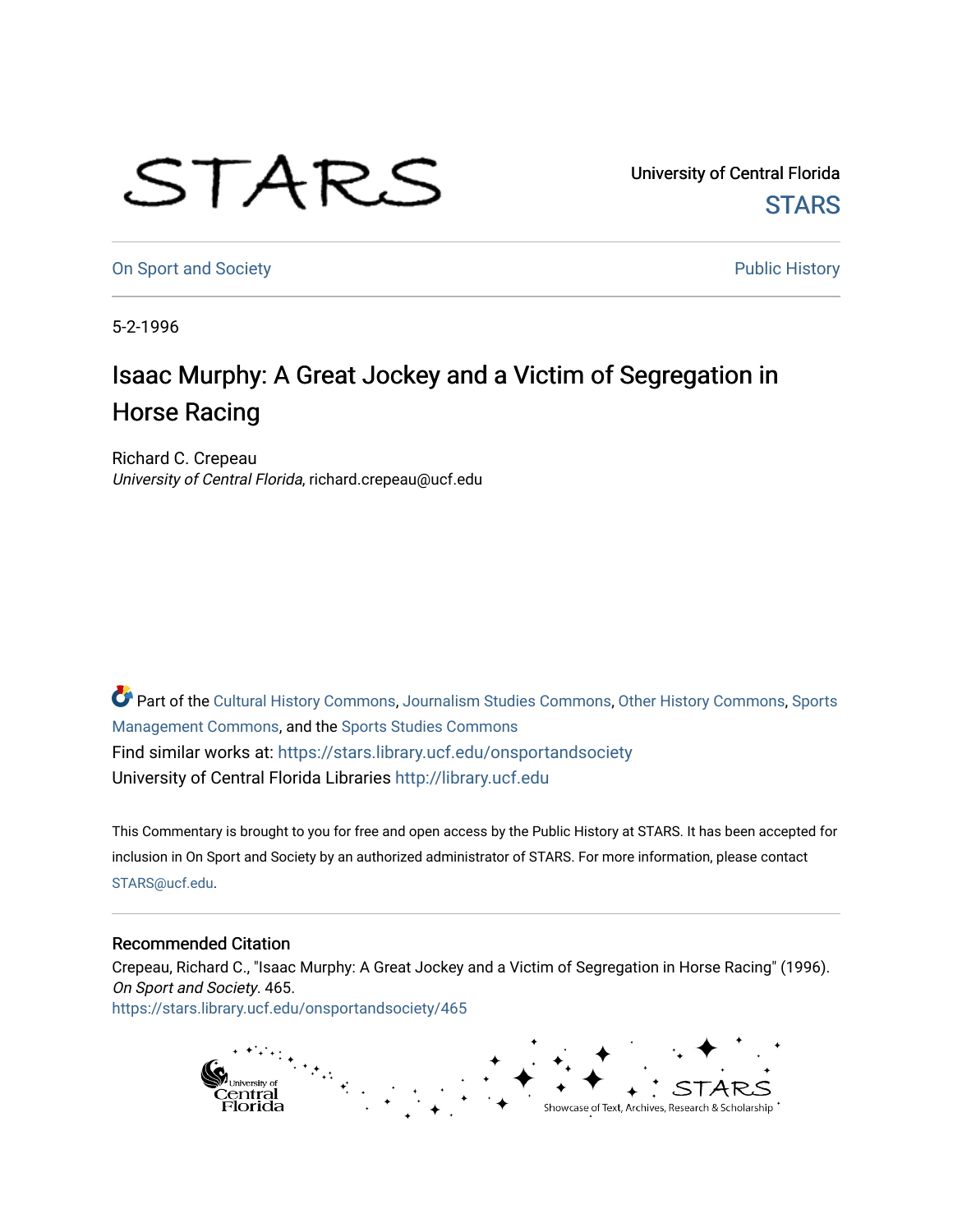University of Central Florida

STARS

On Sport and Society

Public History

5-2-1996

# Isaac Murphy: A Great Jockey and a Victim of Segregation in Horse Racing

Richard C. Crepeau
*University of Central Florida*, richard.crepeau@ucf.edu

Part of the Cultural History Commons, Journalism Studies Commons, Other History Commons, Sports Management Commons, and the Sports Studies Commons

Find similar works at: https://stars.library.ucf.edu/onsportandsociety

University of Central Florida Libraries http://library.ucf.edu

This Commentary is brought to you for free and open access by the Public History at STARS. It has been accepted for inclusion in On Sport and Society by an authorized administrator of STARS. For more information, please contact STARS@ucf.edu.

## Recommended Citation

Crepeau, Richard C., "Isaac Murphy: A Great Jockey and a Victim of Segregation in Horse Racing" (1996). *On Sport and Society*. 465.
https://stars.library.ucf.edu/onsportandsociety/465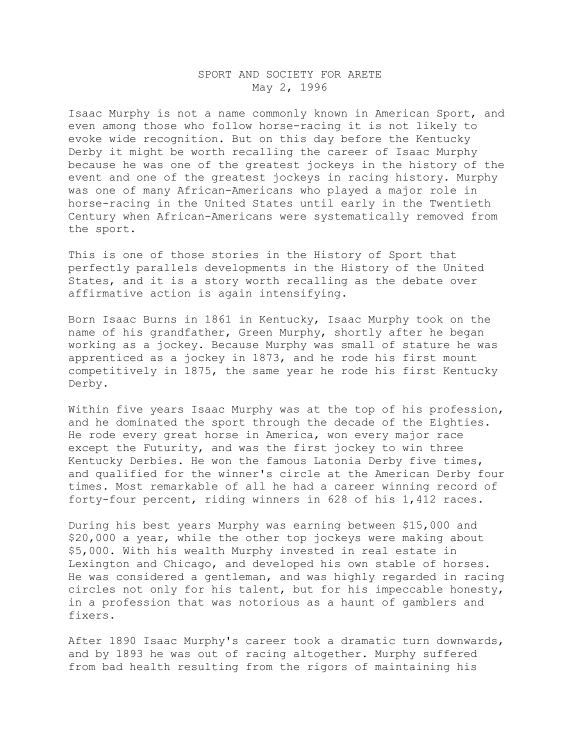SPORT AND SOCIETY FOR ARETE
May 2, 1996

Isaac Murphy is not a name commonly known in American Sport, and even among those who follow horse-racing it is not likely to evoke wide recognition. But on this day before the Kentucky Derby it might be worth recalling the career of Isaac Murphy because he was one of the greatest jockeys in the history of the event and one of the greatest jockeys in racing history. Murphy was one of many African-Americans who played a major role in horse-racing in the United States until early in the Twentieth Century when African-Americans were systematically removed from the sport.

This is one of those stories in the History of Sport that perfectly parallels developments in the History of the United States, and it is a story worth recalling as the debate over affirmative action is again intensifying.

Born Isaac Burns in 1861 in Kentucky, Isaac Murphy took on the name of his grandfather, Green Murphy, shortly after he began working as a jockey. Because Murphy was small of stature he was apprenticed as a jockey in 1873, and he rode his first mount competitively in 1875, the same year he rode his first Kentucky Derby.

Within five years Isaac Murphy was at the top of his profession, and he dominated the sport through the decade of the Eighties. He rode every great horse in America, won every major race except the Futurity, and was the first jockey to win three Kentucky Derbies. He won the famous Latonia Derby five times, and qualified for the winner's circle at the American Derby four times. Most remarkable of all he had a career winning record of forty-four percent, riding winners in 628 of his 1,412 races.

During his best years Murphy was earning between $15,000 and $20,000 a year, while the other top jockeys were making about $5,000. With his wealth Murphy invested in real estate in Lexington and Chicago, and developed his own stable of horses. He was considered a gentleman, and was highly regarded in racing circles not only for his talent, but for his impeccable honesty, in a profession that was notorious as a haunt of gamblers and fixers.

After 1890 Isaac Murphy's career took a dramatic turn downwards, and by 1893 he was out of racing altogether. Murphy suffered from bad health resulting from the rigors of maintaining his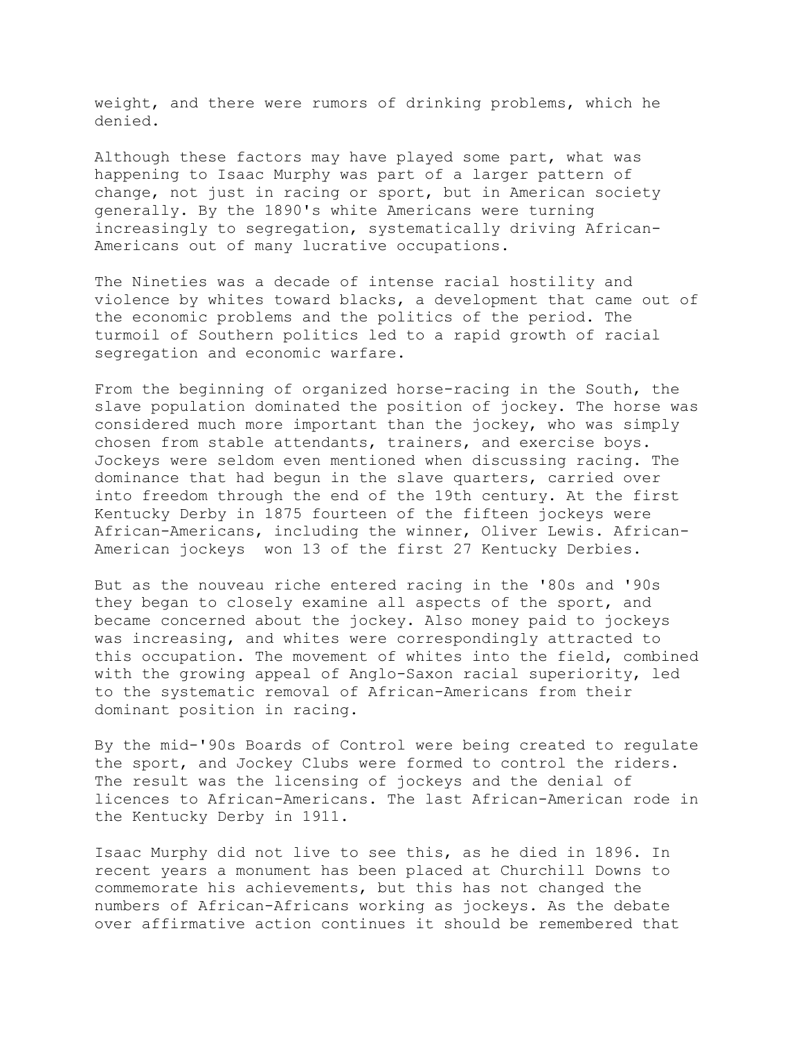weight, and there were rumors of drinking problems, which he denied.

Although these factors may have played some part, what was happening to Isaac Murphy was part of a larger pattern of change, not just in racing or sport, but in American society generally. By the 1890's white Americans were turning increasingly to segregation, systematically driving African-Americans out of many lucrative occupations.

The Nineties was a decade of intense racial hostility and violence by whites toward blacks, a development that came out of the economic problems and the politics of the period. The turmoil of Southern politics led to a rapid growth of racial segregation and economic warfare.

From the beginning of organized horse-racing in the South, the slave population dominated the position of jockey. The horse was considered much more important than the jockey, who was simply chosen from stable attendants, trainers, and exercise boys. Jockeys were seldom even mentioned when discussing racing. The dominance that had begun in the slave quarters, carried over into freedom through the end of the 19th century. At the first Kentucky Derby in 1875 fourteen of the fifteen jockeys were African-Americans, including the winner, Oliver Lewis. African-American jockeys won 13 of the first 27 Kentucky Derbies.

But as the nouveau riche entered racing in the '80s and '90s they began to closely examine all aspects of the sport, and became concerned about the jockey. Also money paid to jockeys was increasing, and whites were correspondingly attracted to this occupation. The movement of whites into the field, combined with the growing appeal of Anglo-Saxon racial superiority, led to the systematic removal of African-Americans from their dominant position in racing.

By the mid-'90s Boards of Control were being created to regulate the sport, and Jockey Clubs were formed to control the riders. The result was the licensing of jockeys and the denial of licences to African-Americans. The last African-American rode in the Kentucky Derby in 1911.

Isaac Murphy did not live to see this, as he died in 1896. In recent years a monument has been placed at Churchill Downs to commemorate his achievements, but this has not changed the numbers of African-Africans working as jockeys. As the debate over affirmative action continues it should be remembered that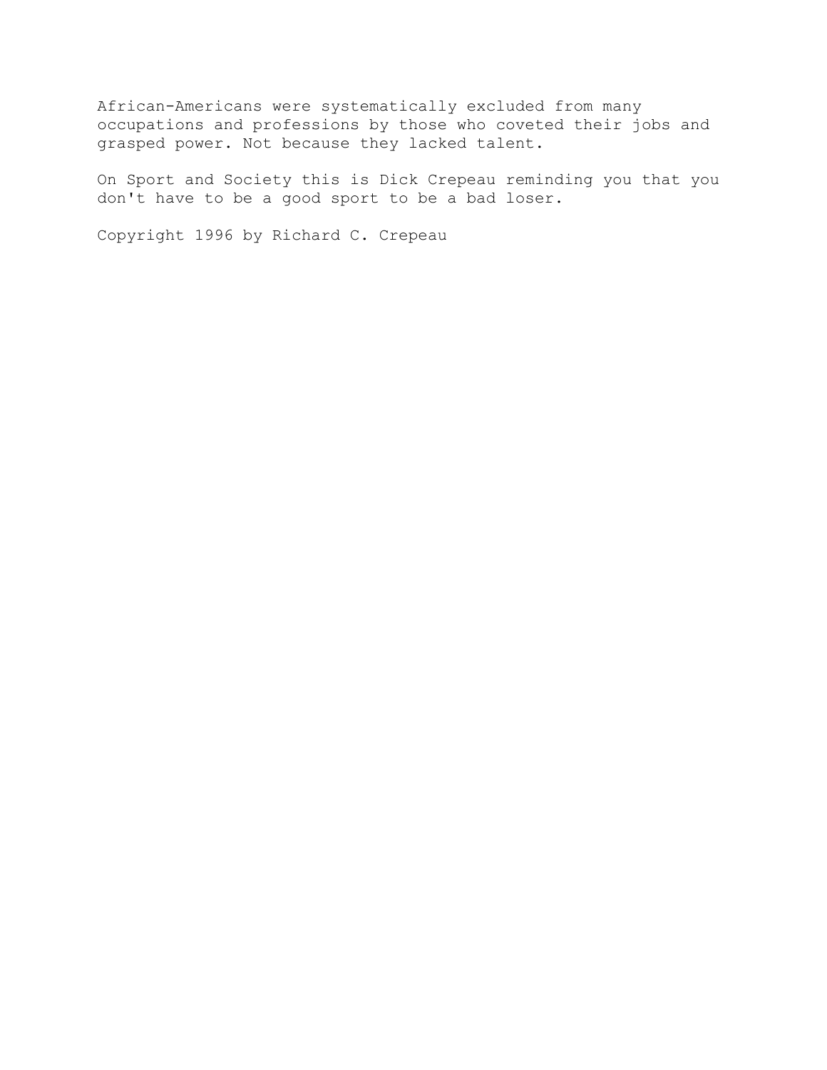African-Americans were systematically excluded from many occupations and professions by those who coveted their jobs and grasped power. Not because they lacked talent.

On Sport and Society this is Dick Crepeau reminding you that you don't have to be a good sport to be a bad loser.

Copyright 1996 by Richard C. Crepeau